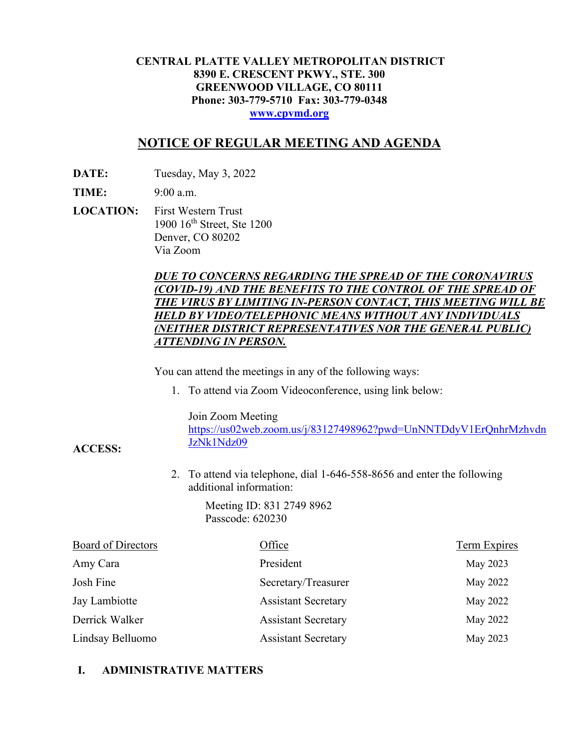**CENTRAL PLATTE VALLEY METROPOLITAN DISTRICT**
**8390 E. CRESCENT PKWY., STE. 300**
**GREENWOOD VILLAGE, CO 80111**
**Phone: 303-779-5710 Fax: 303-779-0348**
**www.cpvmd.org**

# NOTICE OF REGULAR MEETING AND AGENDA

**DATE:** Tuesday, May 3, 2022

**TIME:** 9:00 a.m.

**LOCATION:** First Western Trust
1900 16th Street, Ste 1200
Denver, CO 80202
Via Zoom

***DUE TO CONCERNS REGARDING THE SPREAD OF THE CORONAVIRUS (COVID-19) AND THE BENEFITS TO THE CONTROL OF THE SPREAD OF THE VIRUS BY LIMITING IN-PERSON CONTACT, THIS MEETING WILL BE HELD BY VIDEO/TELEPHONIC MEANS WITHOUT ANY INDIVIDUALS (NEITHER DISTRICT REPRESENTATIVES NOR THE GENERAL PUBLIC) ATTENDING IN PERSON.***

**ACCESS:**

You can attend the meetings in any of the following ways:

1. To attend via Zoom Videoconference, using link below:

   Join Zoom Meeting
   https://us02web.zoom.us/j/83127498962?pwd=UnNNTDdyV1ErQnhrMzhvdnJzNk1Ndz09

2. To attend via telephone, dial 1-646-558-8656 and enter the following additional information:

   Meeting ID: 831 2749 8962
   Passcode: 620230

| Board of Directors | Office | Term Expires |
|---|---|---|
| Amy Cara | President | May 2023 |
| Josh Fine | Secretary/Treasurer | May 2022 |
| Jay Lambiotte | Assistant Secretary | May 2022 |
| Derrick Walker | Assistant Secretary | May 2022 |
| Lindsay Belluomo | Assistant Secretary | May 2023 |

## I. ADMINISTRATIVE MATTERS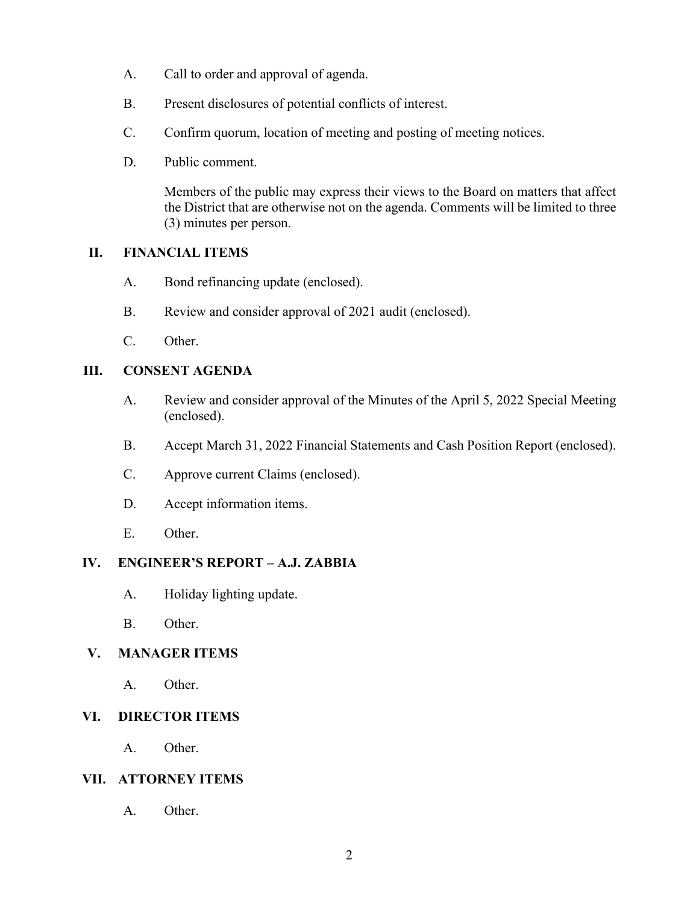A. Call to order and approval of agenda.

B. Present disclosures of potential conflicts of interest.

C. Confirm quorum, location of meeting and posting of meeting notices.

D. Public comment.

   Members of the public may express their views to the Board on matters that affect the District that are otherwise not on the agenda. Comments will be limited to three (3) minutes per person.

## II. FINANCIAL ITEMS

A. Bond refinancing update (enclosed).

B. Review and consider approval of 2021 audit (enclosed).

C. Other.

## III. CONSENT AGENDA

A. Review and consider approval of the Minutes of the April 5, 2022 Special Meeting (enclosed).

B. Accept March 31, 2022 Financial Statements and Cash Position Report (enclosed).

C. Approve current Claims (enclosed).

D. Accept information items.

E. Other.

## IV. ENGINEER'S REPORT – A.J. ZABBIA

A. Holiday lighting update.

B. Other.

## V. MANAGER ITEMS

A. Other.

## VI. DIRECTOR ITEMS

A. Other.

## VII. ATTORNEY ITEMS

A. Other.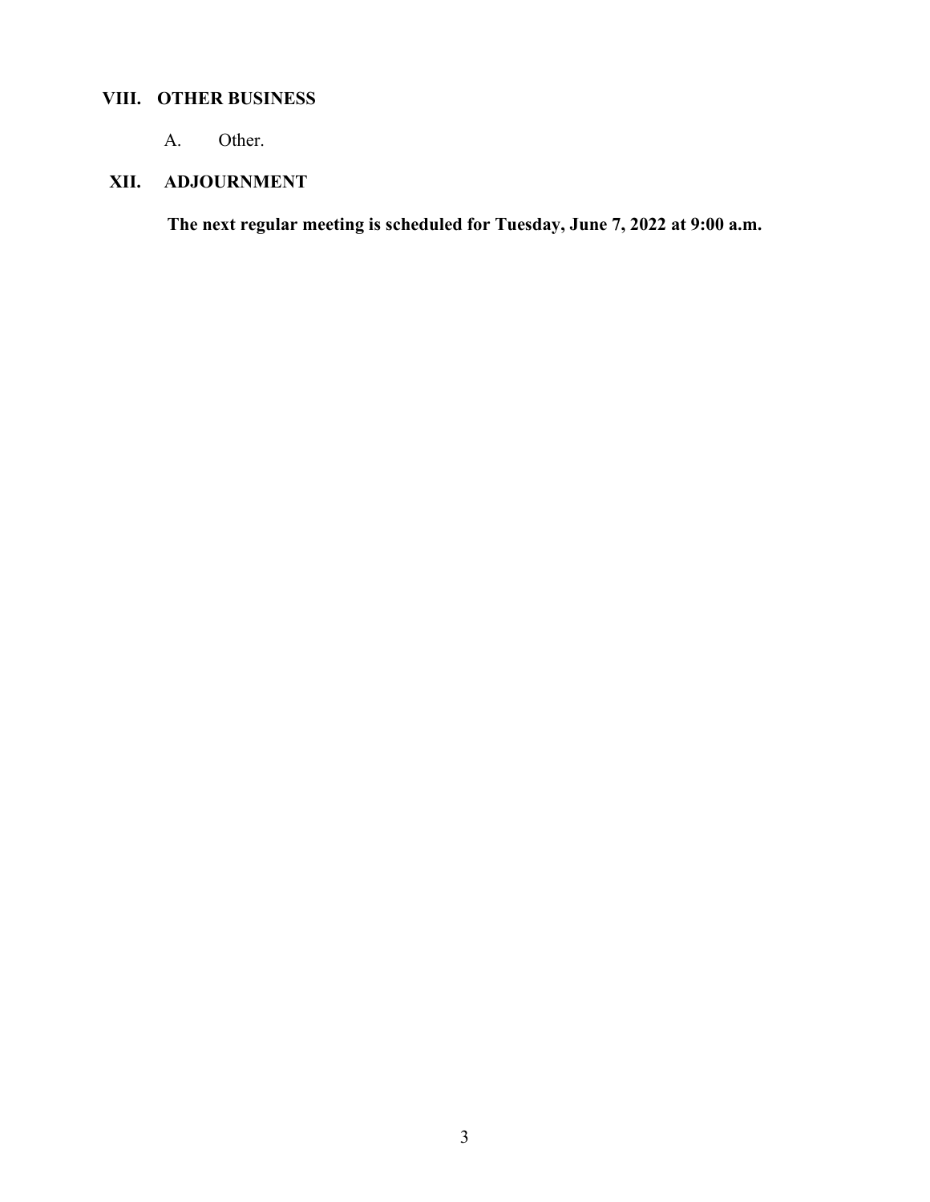## VIII. OTHER BUSINESS

A. Other.

## XII. ADJOURNMENT

**The next regular meeting is scheduled for Tuesday, June 7, 2022 at 9:00 a.m.**